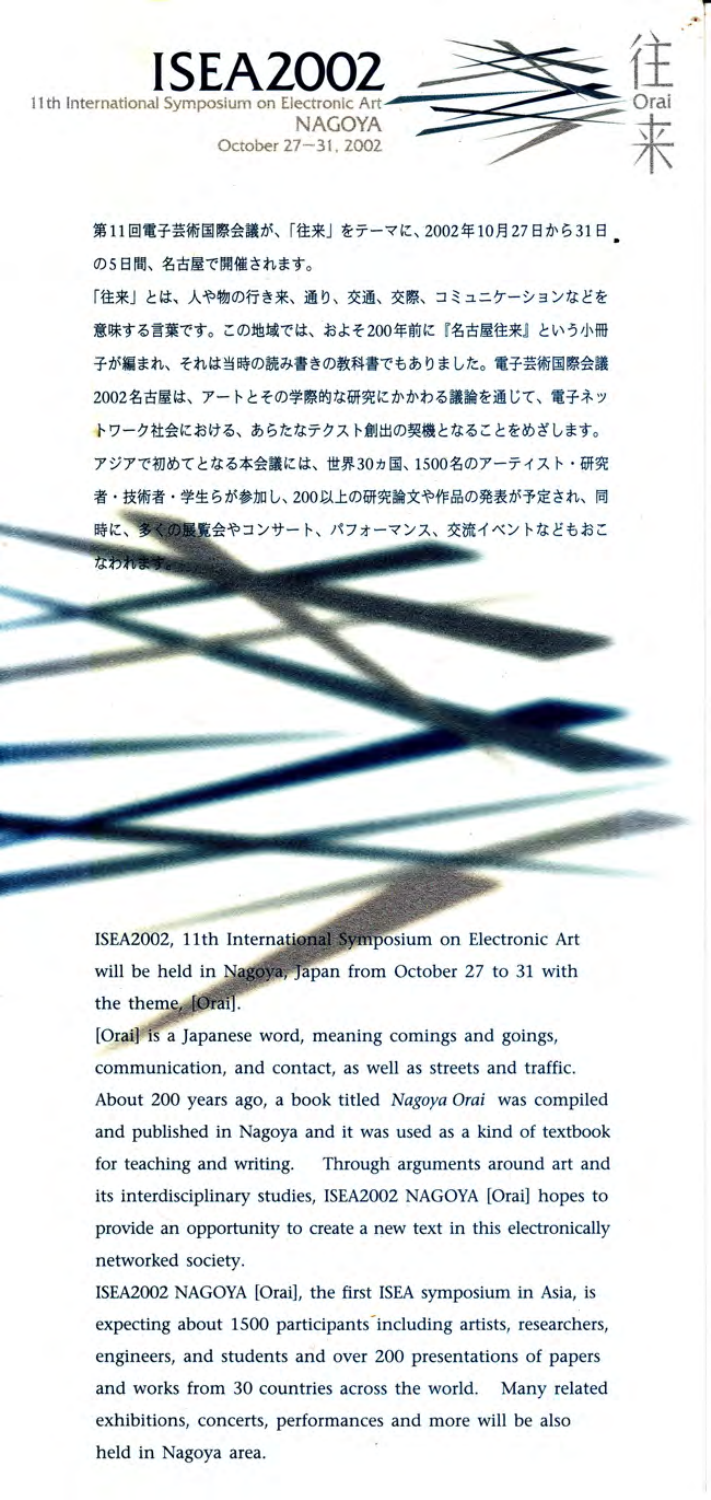# ISEA2002

11th International Symposium on Electronic Art
NAGOYA
October 27–31, 2002

往来
Orai

第11回電子芸術国際会議が、「往来」をテーマに、2002年10月27日から31日の5日間、名古屋で開催されます。

「往来」とは、人や物の行き来、通り、交通、交際、コミュニケーションなどを意味する言葉です。この地域では、およそ200年前に『名古屋往来』という小冊子が編まれ、それは当時の読み書きの教科書でもありました。電子芸術国際会議2002名古屋は、アートとその学際的な研究にかかわる議論を通じて、電子ネットワーク社会における、あらたなテクスト創出の契機となることをめざします。

アジアで初めてとなる本会議には、世界30ヵ国、1500名のアーティスト・研究者・技術者・学生らが参加し、200以上の研究論文や作品の発表が予定され、同時に、多くの展覧会やコンサート、パフォーマンス、交流イベントなどもおこなわれます。

ISEA2002, 11th International Symposium on Electronic Art will be held in Nagoya, Japan from October 27 to 31 with the theme, [Orai].

[Orai] is a Japanese word, meaning comings and goings, communication, and contact, as well as streets and traffic. About 200 years ago, a book titled *Nagoya Orai* was compiled and published in Nagoya and it was used as a kind of textbook for teaching and writing. Through arguments around art and its interdisciplinary studies, ISEA2002 NAGOYA [Orai] hopes to provide an opportunity to create a new text in this electronically networked society.

ISEA2002 NAGOYA [Orai], the first ISEA symposium in Asia, is expecting about 1500 participants including artists, researchers, engineers, and students and over 200 presentations of papers and works from 30 countries across the world. Many related exhibitions, concerts, performances and more will be also held in Nagoya area.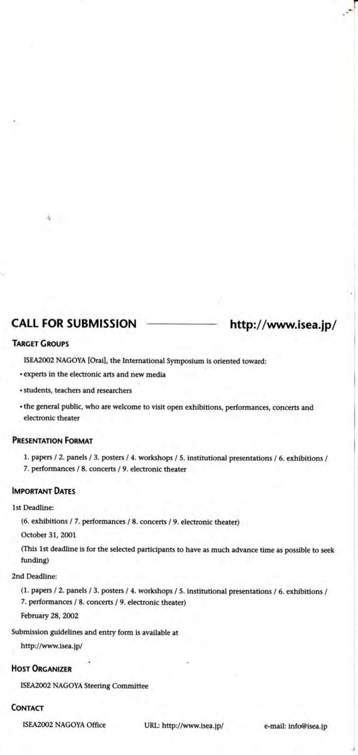## CALL FOR SUBMISSION — http://www.isea.jp/

### Target Groups

ISEA2002 NAGOYA [Orai], the International Symposium is oriented toward:

- experts in the electronic arts and new media
- students, teachers and researchers
- the general public, who are welcome to visit open exhibitions, performances, concerts and electronic theater

### Presentation Format

1. papers / 2. panels / 3. posters / 4. workshops / 5. institutional presentations / 6. exhibitions / 7. performances / 8. concerts / 9. electronic theater

### Important Dates

1st Deadline:

(6. exhibitions / 7. performances / 8. concerts / 9. electronic theater)

October 31, 2001

(This 1st deadline is for the selected participants to have as much advance time as possible to seek funding)

2nd Deadline:

(1. papers / 2. panels / 3. posters / 4. workshops / 5. institutional presentations / 6. exhibitions / 7. performances / 8. concerts / 9. electronic theater)

February 28, 2002

Submission guidelines and entry form is available at

http://www.isea.jp/

### Host Organizer

ISEA2002 NAGOYA Steering Committee

### Contact

ISEA2002 NAGOYA Office URL: http://www.isea.jp/ e-mail: info@isea.jp